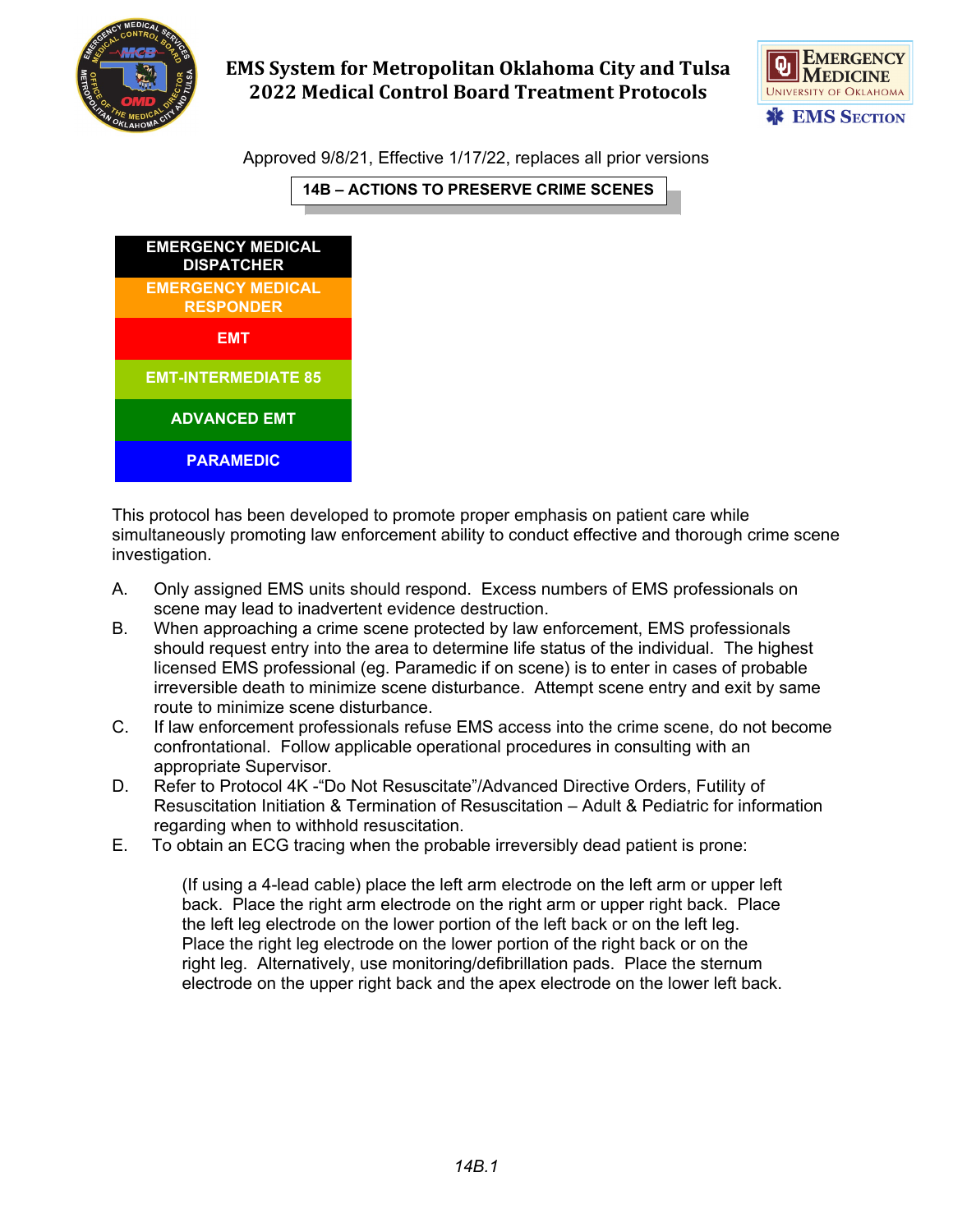# EMS System for Metropolitan Oklahoma City and Tulsa
# 2022 Medical Control Board Treatment Protocols

Approved 9/8/21, Effective 1/17/22, replaces all prior versions

## 14B – ACTIONS TO PRESERVE CRIME SCENES

| EMERGENCY MEDICAL DISPATCHER |
|---|
| EMERGENCY MEDICAL RESPONDER |
| EMT |
| EMT-INTERMEDIATE 85 |
| ADVANCED EMT |
| PARAMEDIC |

This protocol has been developed to promote proper emphasis on patient care while simultaneously promoting law enforcement ability to conduct effective and thorough crime scene investigation.

A. Only assigned EMS units should respond. Excess numbers of EMS professionals on scene may lead to inadvertent evidence destruction.

B. When approaching a crime scene protected by law enforcement, EMS professionals should request entry into the area to determine life status of the individual. The highest licensed EMS professional (eg. Paramedic if on scene) is to enter in cases of probable irreversible death to minimize scene disturbance. Attempt scene entry and exit by same route to minimize scene disturbance.

C. If law enforcement professionals refuse EMS access into the crime scene, do not become confrontational. Follow applicable operational procedures in consulting with an appropriate Supervisor.

D. Refer to Protocol 4K -"Do Not Resuscitate"/Advanced Directive Orders, Futility of Resuscitation Initiation & Termination of Resuscitation – Adult & Pediatric for information regarding when to withhold resuscitation.

E. To obtain an ECG tracing when the probable irreversibly dead patient is prone:

    (If using a 4-lead cable) place the left arm electrode on the left arm or upper left back. Place the right arm electrode on the right arm or upper right back. Place the left leg electrode on the lower portion of the left back or on the left leg. Place the right leg electrode on the lower portion of the right back or on the right leg. Alternatively, use monitoring/defibrillation pads. Place the sternum electrode on the upper right back and the apex electrode on the lower left back.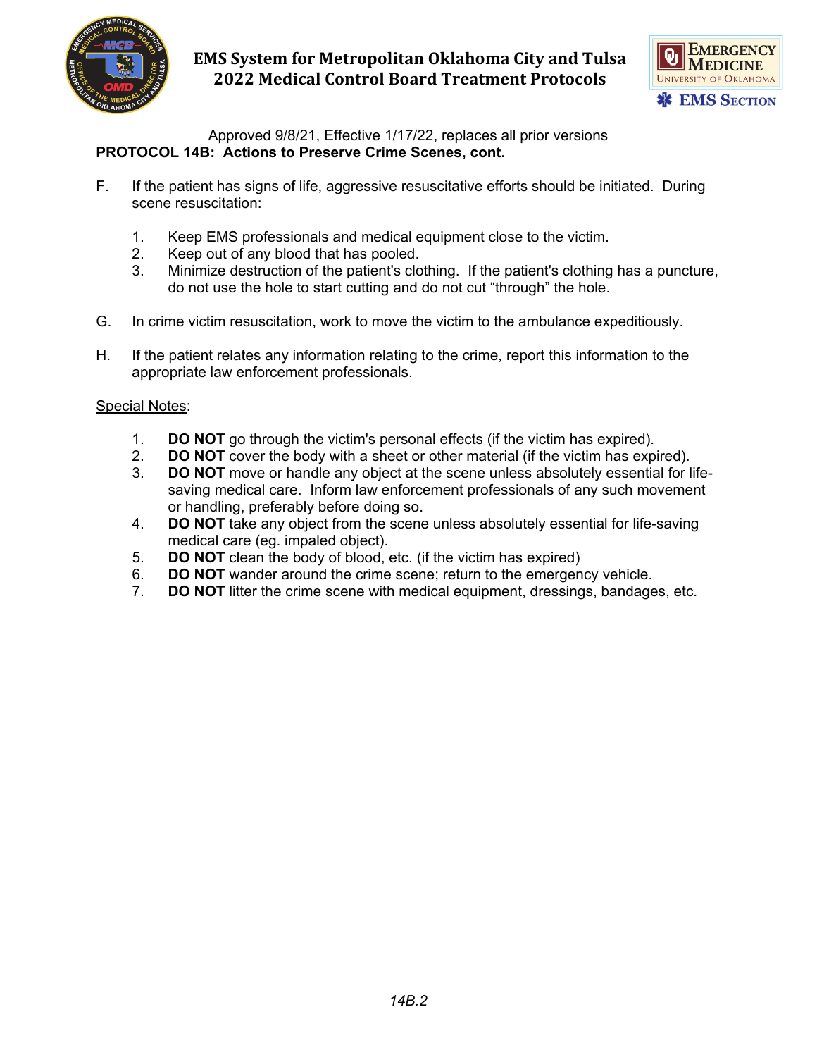Approved 9/8/21, Effective 1/17/22, replaces all prior versions

**PROTOCOL 14B: Actions to Preserve Crime Scenes, cont.**

F. If the patient has signs of life, aggressive resuscitative efforts should be initiated. During scene resuscitation:

1. Keep EMS professionals and medical equipment close to the victim.
2. Keep out of any blood that has pooled.
3. Minimize destruction of the patient's clothing. If the patient's clothing has a puncture, do not use the hole to start cutting and do not cut "through" the hole.

G. In crime victim resuscitation, work to move the victim to the ambulance expeditiously.

H. If the patient relates any information relating to the crime, report this information to the appropriate law enforcement professionals.

Special Notes:

1. **DO NOT** go through the victim's personal effects (if the victim has expired).
2. **DO NOT** cover the body with a sheet or other material (if the victim has expired).
3. **DO NOT** move or handle any object at the scene unless absolutely essential for life-saving medical care. Inform law enforcement professionals of any such movement or handling, preferably before doing so.
4. **DO NOT** take any object from the scene unless absolutely essential for life-saving medical care (eg. impaled object).
5. **DO NOT** clean the body of blood, etc. (if the victim has expired)
6. **DO NOT** wander around the crime scene; return to the emergency vehicle.
7. **DO NOT** litter the crime scene with medical equipment, dressings, bandages, etc.